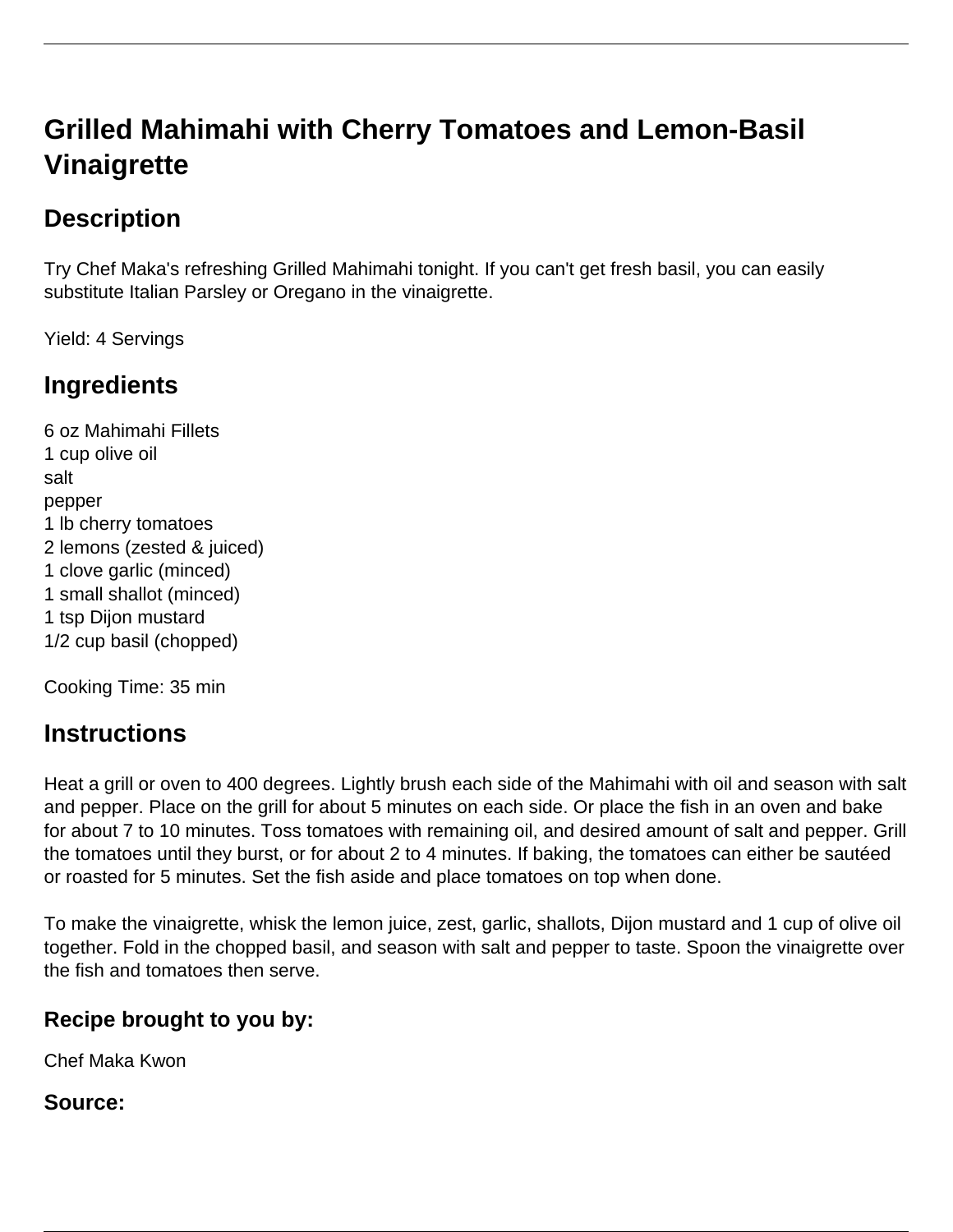# Grilled Mahimahi with Cherry Tomatoes and Lemon-Basil Vinaigrette

## Description

Try Chef Maka's refreshing Grilled Mahimahi tonight. If you can't get fresh basil, you can easily substitute Italian Parsley or Oregano in the vinaigrette.

Yield: 4 Servings

## Ingredients

6 oz Mahimahi Fillets
1 cup olive oil
salt
pepper
1 lb cherry tomatoes
2 lemons (zested & juiced)
1 clove garlic (minced)
1 small shallot (minced)
1 tsp Dijon mustard
1/2 cup basil (chopped)

Cooking Time: 35 min

## Instructions

Heat a grill or oven to 400 degrees. Lightly brush each side of the Mahimahi with oil and season with salt and pepper. Place on the grill for about 5 minutes on each side. Or place the fish in an oven and bake for about 7 to 10 minutes. Toss tomatoes with remaining oil, and desired amount of salt and pepper. Grill the tomatoes until they burst, or for about 2 to 4 minutes. If baking, the tomatoes can either be sautéed or roasted for 5 minutes. Set the fish aside and place tomatoes on top when done.

To make the vinaigrette, whisk the lemon juice, zest, garlic, shallots, Dijon mustard and 1 cup of olive oil together. Fold in the chopped basil, and season with salt and pepper to taste. Spoon the vinaigrette over the fish and tomatoes then serve.

### Recipe brought to you by:

Chef Maka Kwon

### Source: